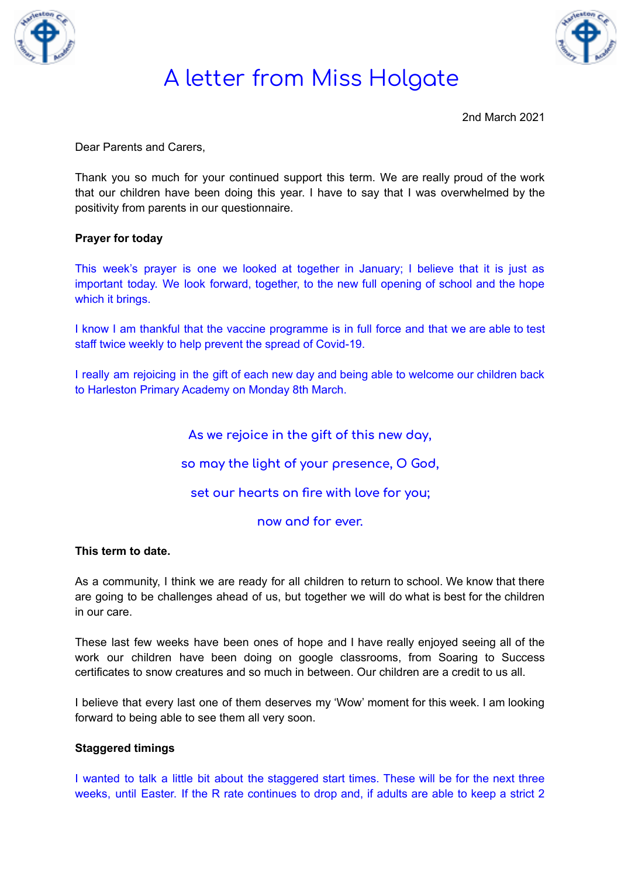# A letter from Miss Holgate

2nd March 2021

Dear Parents and Carers,

Thank you so much for your continued support this term. We are really proud of the work that our children have been doing this year. I have to say that I was overwhelmed by the positivity from parents in our questionnaire.

**Prayer for today**

This week's prayer is one we looked at together in January; I believe that it is just as important today. We look forward, together, to the new full opening of school and the hope which it brings.

I know I am thankful that the vaccine programme is in full force and that we are able to test staff twice weekly to help prevent the spread of Covid-19.

I really am rejoicing in the gift of each new day and being able to welcome our children back to Harleston Primary Academy on Monday 8th March.

As we rejoice in the gift of this new day,

so may the light of your presence, O God,

set our hearts on fire with love for you;

now and for ever.

**This term to date.**

As a community, I think we are ready for all children to return to school. We know that there are going to be challenges ahead of us, but together we will do what is best for the children in our care.

These last few weeks have been ones of hope and I have really enjoyed seeing all of the work our children have been doing on google classrooms, from Soaring to Success certificates to snow creatures and so much in between. Our children are a credit to us all.

I believe that every last one of them deserves my 'Wow' moment for this week. I am looking forward to being able to see them all very soon.

**Staggered timings**

I wanted to talk a little bit about the staggered start times. These will be for the next three weeks, until Easter. If the R rate continues to drop and, if adults are able to keep a strict 2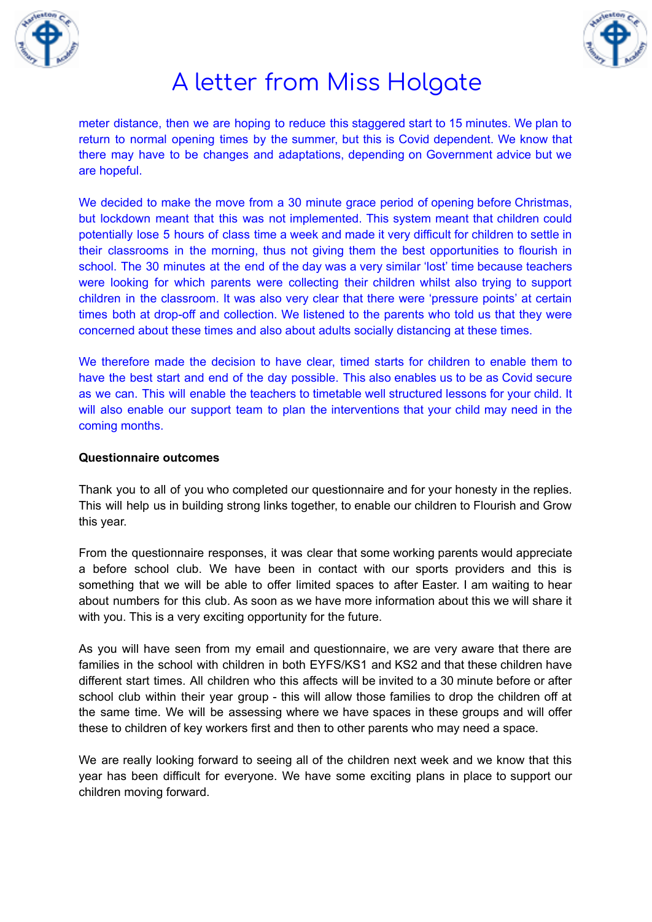meter distance, then we are hoping to reduce this staggered start to 15 minutes. We plan to return to normal opening times by the summer, but this is Covid dependent. We know that there may have to be changes and adaptations, depending on Government advice but we are hopeful.

We decided to make the move from a 30 minute grace period of opening before Christmas, but lockdown meant that this was not implemented. This system meant that children could potentially lose 5 hours of class time a week and made it very difficult for children to settle in their classrooms in the morning, thus not giving them the best opportunities to flourish in school. The 30 minutes at the end of the day was a very similar 'lost' time because teachers were looking for which parents were collecting their children whilst also trying to support children in the classroom. It was also very clear that there were 'pressure points' at certain times both at drop-off and collection. We listened to the parents who told us that they were concerned about these times and also about adults socially distancing at these times.

We therefore made the decision to have clear, timed starts for children to enable them to have the best start and end of the day possible. This also enables us to be as Covid secure as we can. This will enable the teachers to timetable well structured lessons for your child. It will also enable our support team to plan the interventions that your child may need in the coming months.

**Questionnaire outcomes**

Thank you to all of you who completed our questionnaire and for your honesty in the replies. This will help us in building strong links together, to enable our children to Flourish and Grow this year.

From the questionnaire responses, it was clear that some working parents would appreciate a before school club. We have been in contact with our sports providers and this is something that we will be able to offer limited spaces to after Easter. I am waiting to hear about numbers for this club. As soon as we have more information about this we will share it with you. This is a very exciting opportunity for the future.

As you will have seen from my email and questionnaire, we are very aware that there are families in the school with children in both EYFS/KS1 and KS2 and that these children have different start times. All children who this affects will be invited to a 30 minute before or after school club within their year group - this will allow those families to drop the children off at the same time. We will be assessing where we have spaces in these groups and will offer these to children of key workers first and then to other parents who may need a space.

We are really looking forward to seeing all of the children next week and we know that this year has been difficult for everyone. We have some exciting plans in place to support our children moving forward.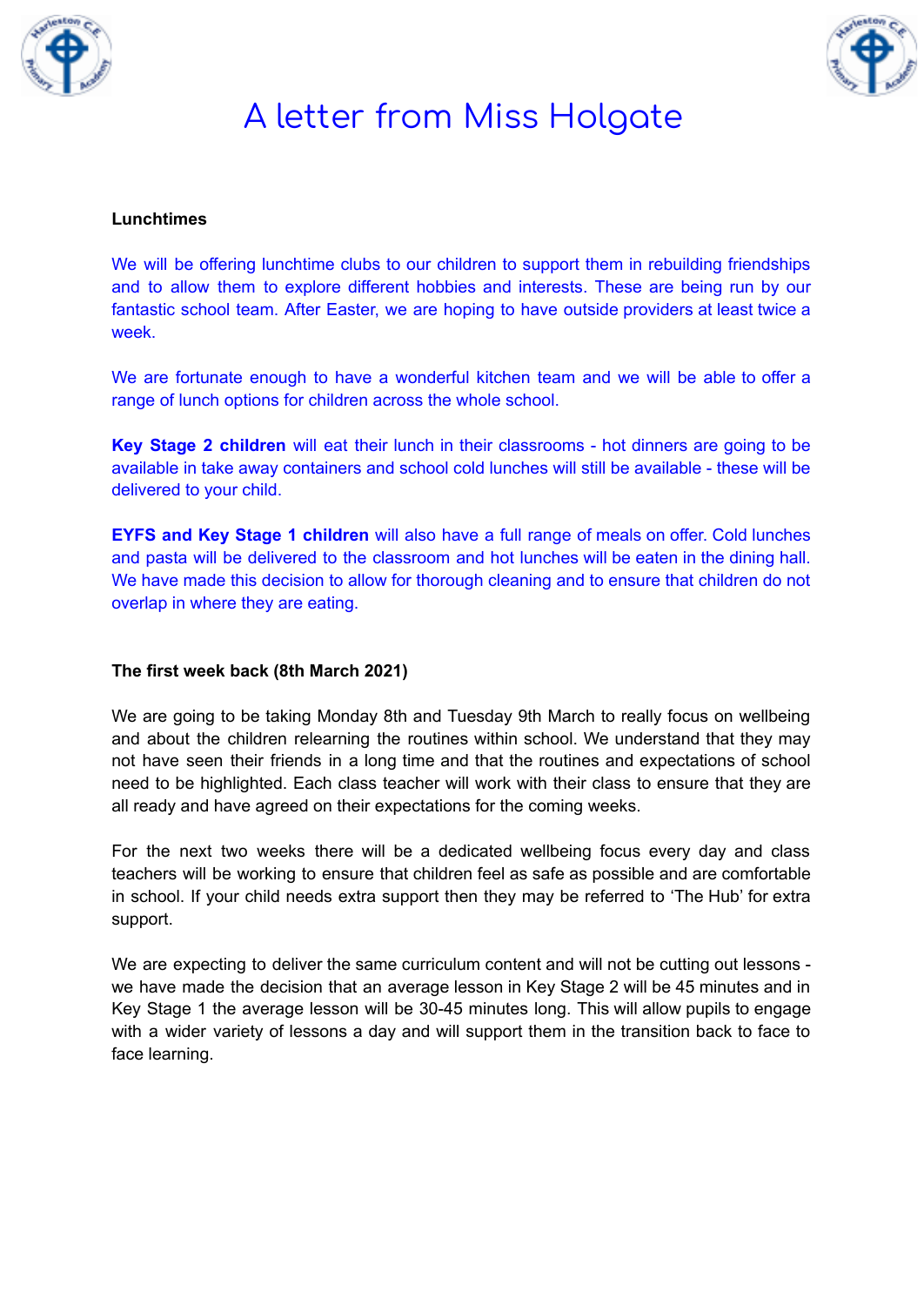# A letter from Miss Holgate

**Lunchtimes**

We will be offering lunchtime clubs to our children to support them in rebuilding friendships and to allow them to explore different hobbies and interests. These are being run by our fantastic school team. After Easter, we are hoping to have outside providers at least twice a week.

We are fortunate enough to have a wonderful kitchen team and we will be able to offer a range of lunch options for children across the whole school.

**Key Stage 2 children** will eat their lunch in their classrooms - hot dinners are going to be available in take away containers and school cold lunches will still be available - these will be delivered to your child.

**EYFS and Key Stage 1 children** will also have a full range of meals on offer. Cold lunches and pasta will be delivered to the classroom and hot lunches will be eaten in the dining hall. We have made this decision to allow for thorough cleaning and to ensure that children do not overlap in where they are eating.

**The first week back (8th March 2021)**

We are going to be taking Monday 8th and Tuesday 9th March to really focus on wellbeing and about the children relearning the routines within school. We understand that they may not have seen their friends in a long time and that the routines and expectations of school need to be highlighted. Each class teacher will work with their class to ensure that they are all ready and have agreed on their expectations for the coming weeks.

For the next two weeks there will be a dedicated wellbeing focus every day and class teachers will be working to ensure that children feel as safe as possible and are comfortable in school. If your child needs extra support then they may be referred to 'The Hub' for extra support.

We are expecting to deliver the same curriculum content and will not be cutting out lessons - we have made the decision that an average lesson in Key Stage 2 will be 45 minutes and in Key Stage 1 the average lesson will be 30-45 minutes long. This will allow pupils to engage with a wider variety of lessons a day and will support them in the transition back to face to face learning.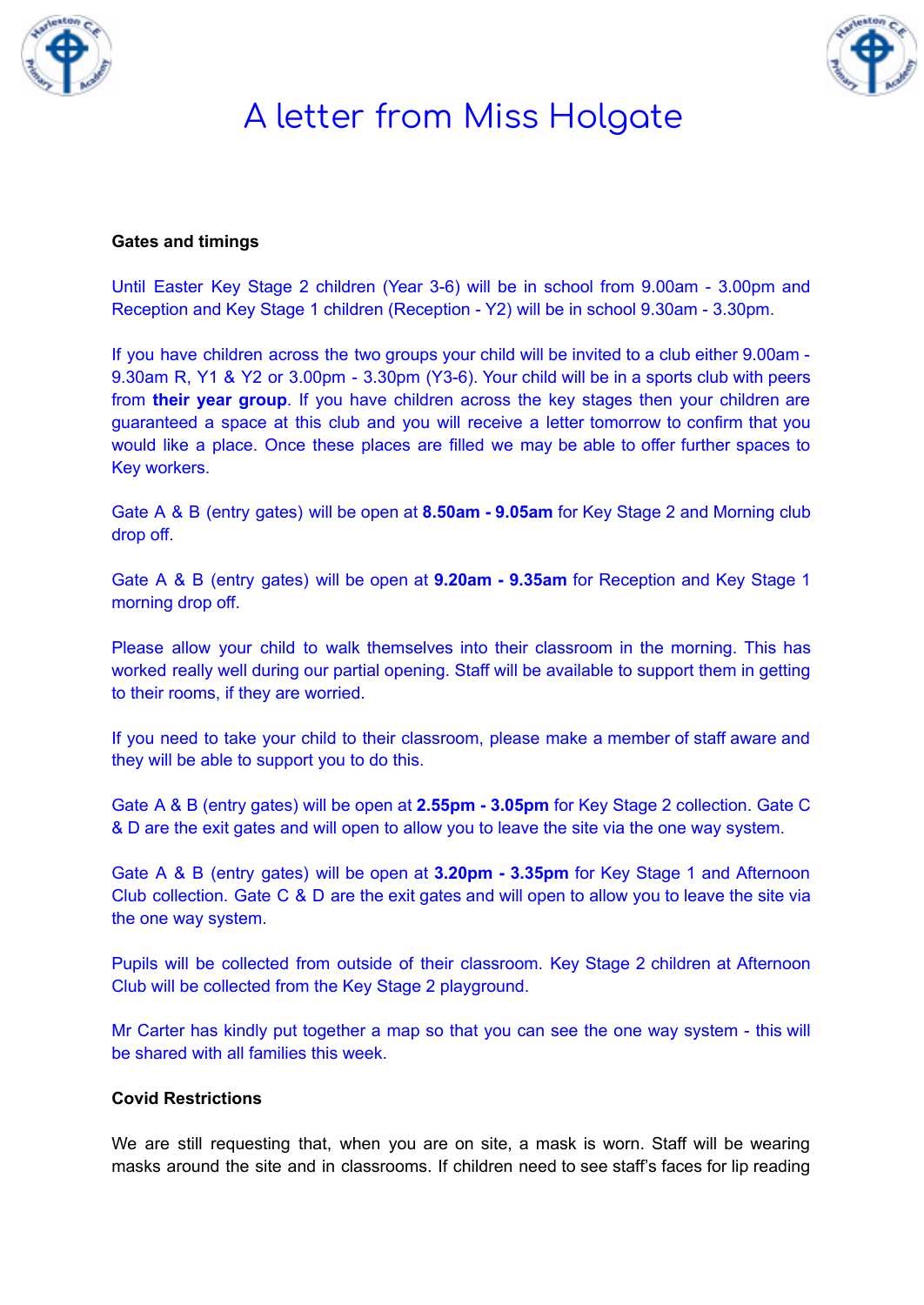# A letter from Miss Holgate

**Gates and timings**

Until Easter Key Stage 2 children (Year 3-6) will be in school from 9.00am - 3.00pm and Reception and Key Stage 1 children (Reception - Y2) will be in school 9.30am - 3.30pm.

If you have children across the two groups your child will be invited to a club either 9.00am - 9.30am R, Y1 & Y2 or 3.00pm - 3.30pm (Y3-6). Your child will be in a sports club with peers from **their year group**. If you have children across the key stages then your children are guaranteed a space at this club and you will receive a letter tomorrow to confirm that you would like a place. Once these places are filled we may be able to offer further spaces to Key workers.

Gate A & B (entry gates) will be open at **8.50am - 9.05am** for Key Stage 2 and Morning club drop off.

Gate A & B (entry gates) will be open at **9.20am - 9.35am** for Reception and Key Stage 1 morning drop off.

Please allow your child to walk themselves into their classroom in the morning. This has worked really well during our partial opening. Staff will be available to support them in getting to their rooms, if they are worried.

If you need to take your child to their classroom, please make a member of staff aware and they will be able to support you to do this.

Gate A & B (entry gates) will be open at **2.55pm - 3.05pm** for Key Stage 2 collection. Gate C & D are the exit gates and will open to allow you to leave the site via the one way system.

Gate A & B (entry gates) will be open at **3.20pm - 3.35pm** for Key Stage 1 and Afternoon Club collection. Gate C & D are the exit gates and will open to allow you to leave the site via the one way system.

Pupils will be collected from outside of their classroom. Key Stage 2 children at Afternoon Club will be collected from the Key Stage 2 playground.

Mr Carter has kindly put together a map so that you can see the one way system - this will be shared with all families this week.

**Covid Restrictions**

We are still requesting that, when you are on site, a mask is worn. Staff will be wearing masks around the site and in classrooms. If children need to see staff's faces for lip reading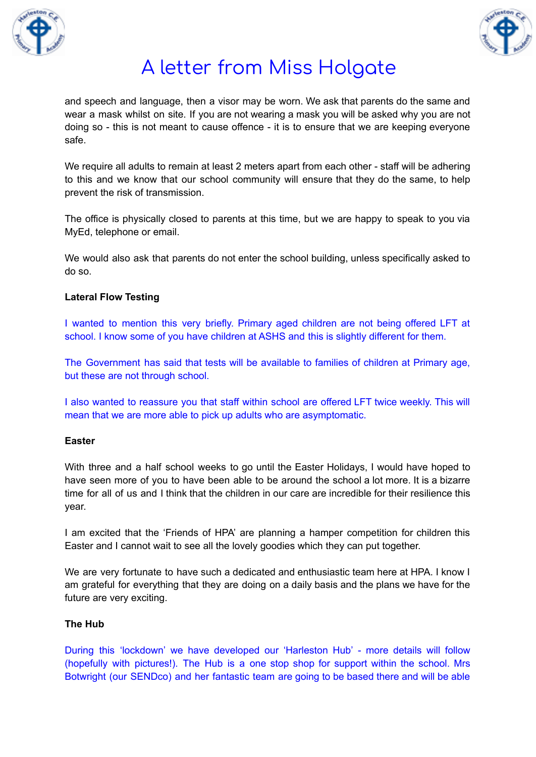and speech and language, then a visor may be worn. We ask that parents do the same and wear a mask whilst on site. If you are not wearing a mask you will be asked why you are not doing so - this is not meant to cause offence - it is to ensure that we are keeping everyone safe.

We require all adults to remain at least 2 meters apart from each other - staff will be adhering to this and we know that our school community will ensure that they do the same, to help prevent the risk of transmission.

The office is physically closed to parents at this time, but we are happy to speak to you via MyEd, telephone or email.

We would also ask that parents do not enter the school building, unless specifically asked to do so.

**Lateral Flow Testing**

I wanted to mention this very briefly. Primary aged children are not being offered LFT at school. I know some of you have children at ASHS and this is slightly different for them.

The Government has said that tests will be available to families of children at Primary age, but these are not through school.

I also wanted to reassure you that staff within school are offered LFT twice weekly. This will mean that we are more able to pick up adults who are asymptomatic.

**Easter**

With three and a half school weeks to go until the Easter Holidays, I would have hoped to have seen more of you to have been able to be around the school a lot more. It is a bizarre time for all of us and I think that the children in our care are incredible for their resilience this year.

I am excited that the 'Friends of HPA' are planning a hamper competition for children this Easter and I cannot wait to see all the lovely goodies which they can put together.

We are very fortunate to have such a dedicated and enthusiastic team here at HPA. I know I am grateful for everything that they are doing on a daily basis and the plans we have for the future are very exciting.

**The Hub**

During this 'lockdown' we have developed our 'Harleston Hub' - more details will follow (hopefully with pictures!). The Hub is a one stop shop for support within the school. Mrs Botwright (our SENDco) and her fantastic team are going to be based there and will be able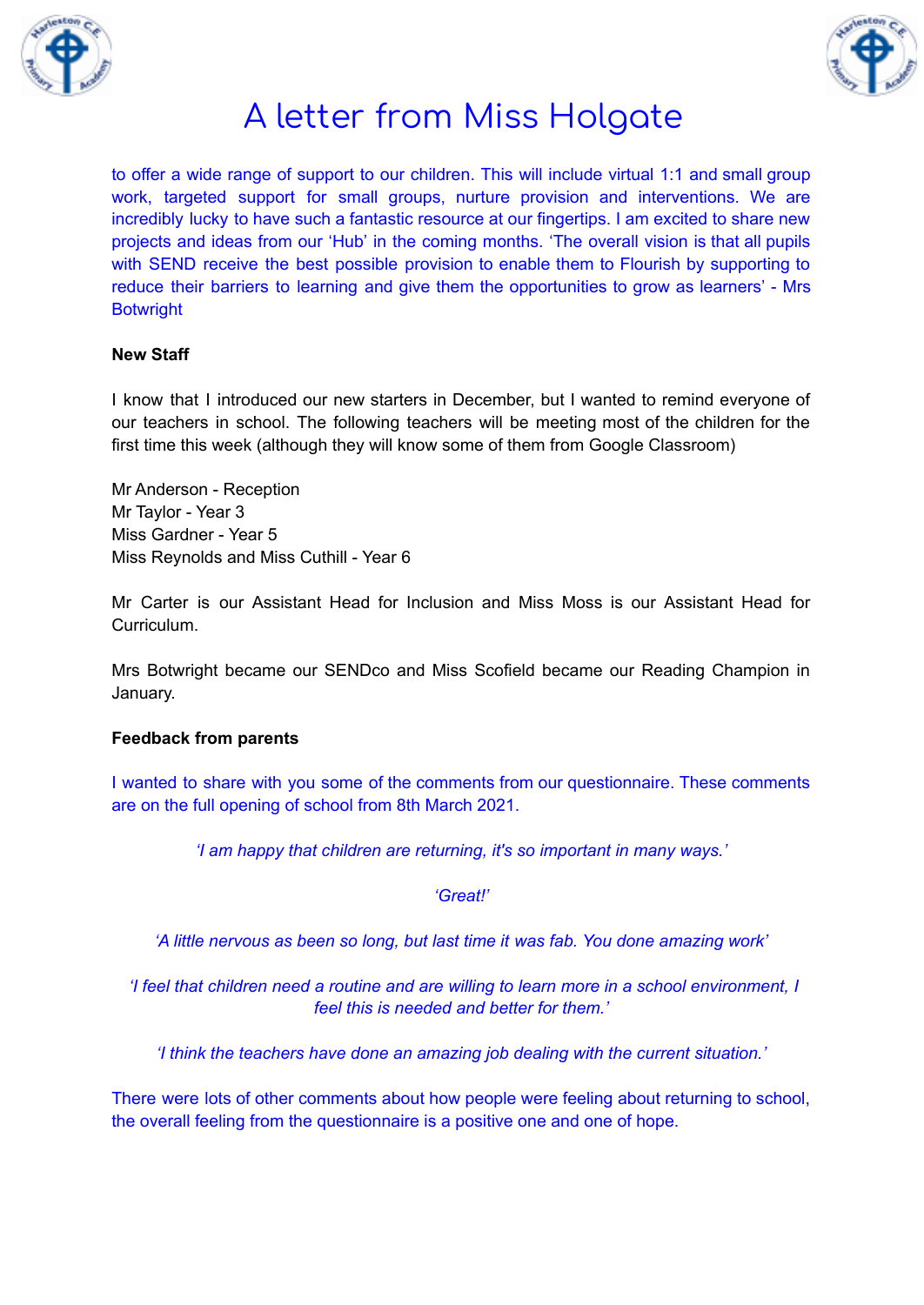# A letter from Miss Holgate

to offer a wide range of support to our children. This will include virtual 1:1 and small group work, targeted support for small groups, nurture provision and interventions. We are incredibly lucky to have such a fantastic resource at our fingertips. I am excited to share new projects and ideas from our 'Hub' in the coming months. 'The overall vision is that all pupils with SEND receive the best possible provision to enable them to Flourish by supporting to reduce their barriers to learning and give them the opportunities to grow as learners' - Mrs Botwright

**New Staff**

I know that I introduced our new starters in December, but I wanted to remind everyone of our teachers in school. The following teachers will be meeting most of the children for the first time this week (although they will know some of them from Google Classroom)

Mr Anderson - Reception
Mr Taylor - Year 3
Miss Gardner - Year 5
Miss Reynolds and Miss Cuthill - Year 6

Mr Carter is our Assistant Head for Inclusion and Miss Moss is our Assistant Head for Curriculum.

Mrs Botwright became our SENDco and Miss Scofield became our Reading Champion in January.

**Feedback from parents**

I wanted to share with you some of the comments from our questionnaire. These comments are on the full opening of school from 8th March 2021.

*'I am happy that children are returning, it's so important in many ways.'*

*'Great!'*

*'A little nervous as been so long, but last time it was fab. You done amazing work'*

*'I feel that children need a routine and are willing to learn more in a school environment, I feel this is needed and better for them.'*

*'I think the teachers have done an amazing job dealing with the current situation.'*

There were lots of other comments about how people were feeling about returning to school, the overall feeling from the questionnaire is a positive one and one of hope.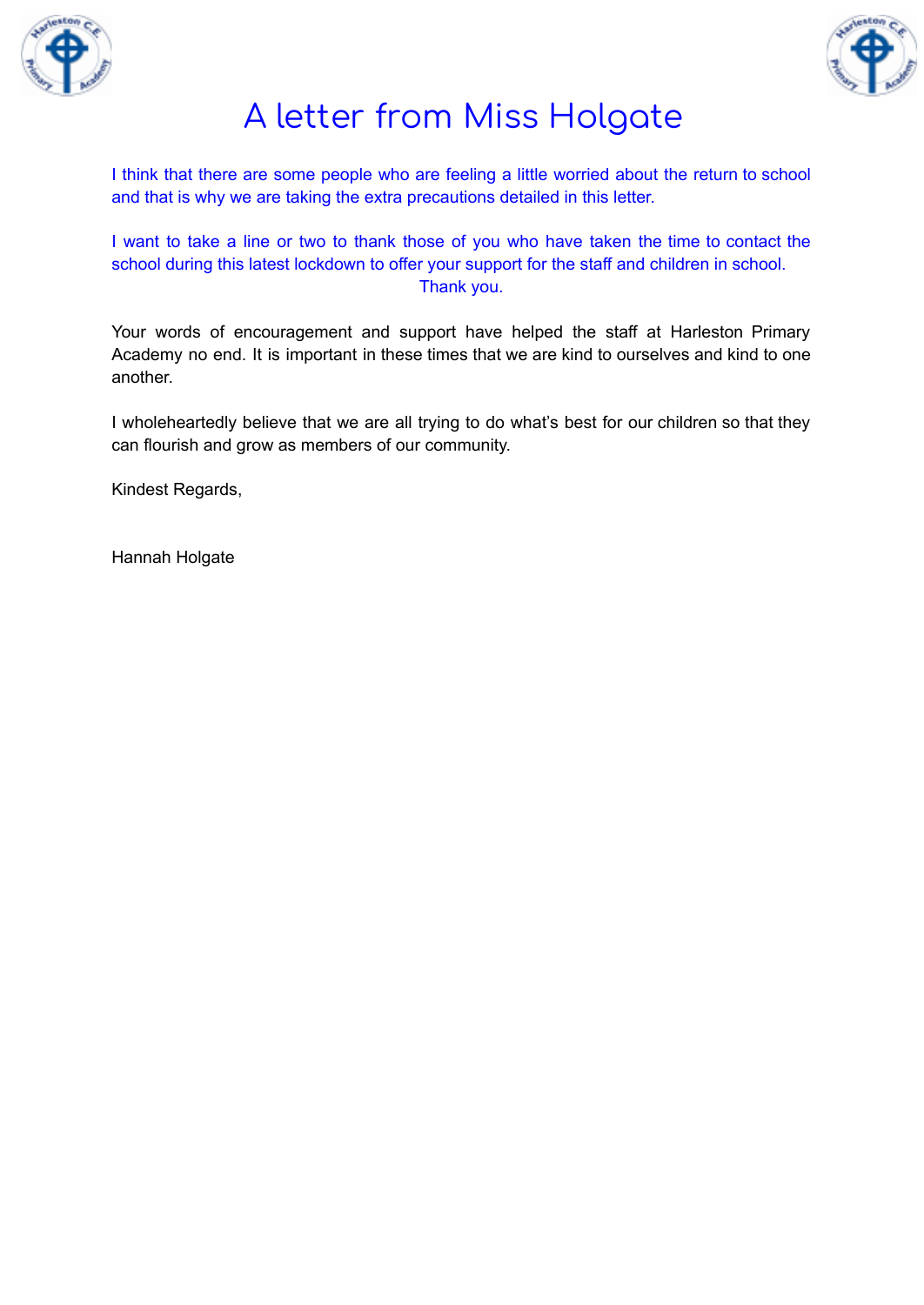# A letter from Miss Holgate

I think that there are some people who are feeling a little worried about the return to school and that is why we are taking the extra precautions detailed in this letter.

I want to take a line or two to thank those of you who have taken the time to contact the school during this latest lockdown to offer your support for the staff and children in school.

Thank you.

Your words of encouragement and support have helped the staff at Harleston Primary Academy no end. It is important in these times that we are kind to ourselves and kind to one another.

I wholeheartedly believe that we are all trying to do what's best for our children so that they can flourish and grow as members of our community.

Kindest Regards,

Hannah Holgate